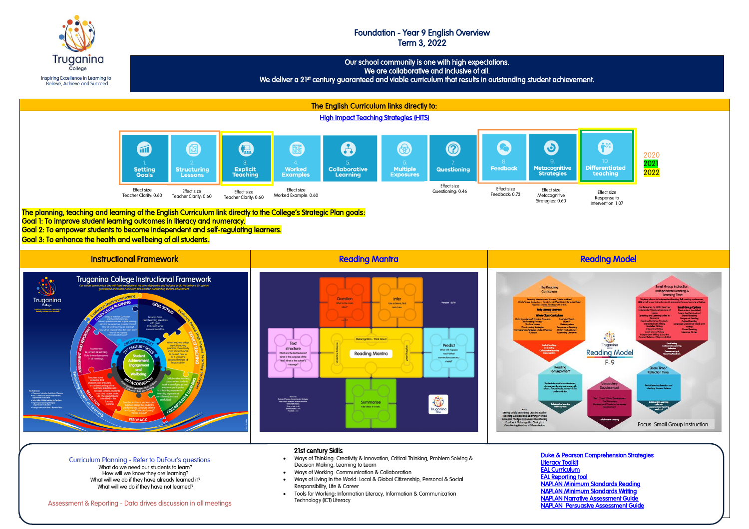Truganina College

Inspiring Excellence in Learning to Believe, Achieve and Succeed.

# Foundation - Year 9 English Overview
## Term 3, 2022

Our school community is one with high expectations.
We are collaborative and inclusive of all.
We deliver a 21st century guaranteed and viable curriculum that results in outstanding student achievement.

## The English Curriculum links directly to:

High Impact Teaching Strategies (HITS)

| 1. Setting Goals | 2. Structuring Lessons | 3. Explicit Teaching | 4. Worked Examples | 5. Collaborative Learning | 6. Multiple Exposures | 7. Questioning | 8. Feedback | 9. Metacognitive Strategies | 10. Differentiated teaching |
|---|---|---|---|---|---|---|---|---|---|
| Effect size Teacher Clarity: 0.60 | Effect size Teacher Clarity: 0.60 | Effect size Teacher Clarity: 0.60 | Effect size Worked Example: 0.60 | | | Effect size Questioning: 0.46 | Effect size Feedback: 0.73 | Effect size Metacognitive Strategies: 0.60 | Effect size Response to Intervention: 1.07 |

2020
2021
2022

The planning, teaching and learning of the English Curriculum link directly to the College's Strategic Plan goals:
Goal 1: To improve student learning outcomes in literacy and numeracy.
Goal 2: To empower students to become independent and self-regulating learners.
Goal 3: To enhance the health and wellbeing of all students.

| Instructional Framework | Reading Mantra | Reading Model |
|---|---|---|
| Truganina College Instructional Framework | Reading Mantra | Reading Model F-9 — Focus: Small Group Instruction |

**Curriculum Planning - Refer to DuFour's questions**
What do we need our students to learn?
How will we know they are learning?
What will we do if they have already learned it?
What will we do if they have not learned?

Assessment & Reporting - Data drives discussion in all meetings

**21st century Skills**
- Ways of Thinking: Creativity & Innovation, Critical Thinking, Problem Solving & Decision Making, Learning to Learn
- Ways of Working: Communication & Collaboration
- Ways of Living in the World: Local & Global Citizenship, Personal & Social Responsibility, Life & Career
- Tools for Working: Information Literacy, Information & Communication Technology (ICT) Literacy

Duke & Pearson Comprehension Strategies
Literacy Toolkit
EAL Curriculum
EAL Reporting tool
NAPLAN Minimum Standards Reading
NAPLAN Minimum Standards Writing
NAPLAN Narrative Assessment Guide
NAPLAN Persuasive Assessment Guide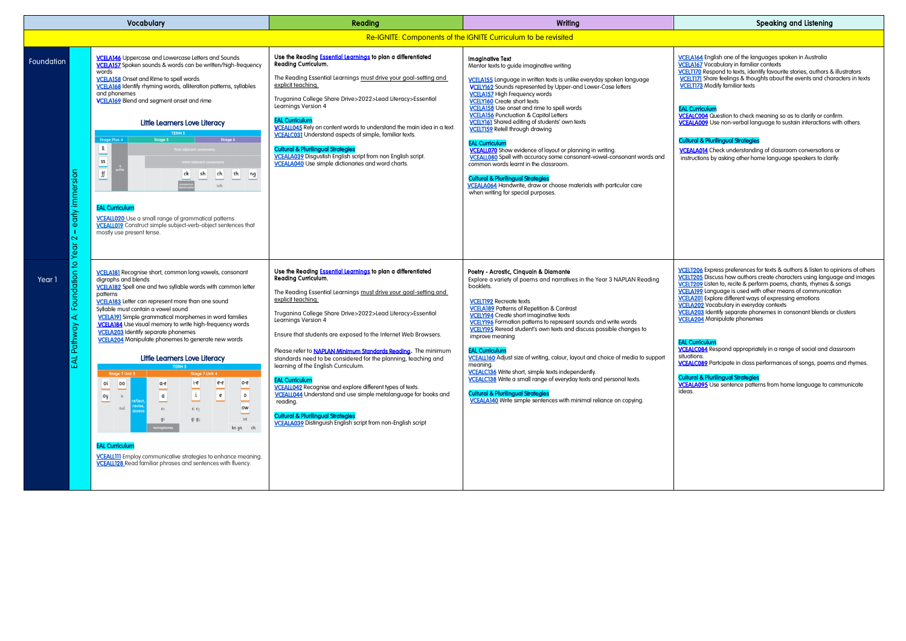| | | Vocabulary | Reading | Writing | Speaking and Listening |
|---|---|---|---|---|---|
| Re-IGNITE: Components of the IGNITE Curriculum to be revisited | | | | | |
| Foundation | EAL Pathway A: Foundation to Year 2 – early immersion | VCELA146 Uppercase and Lowercase Letters and Sounds<br>VCELA157 Spoken sounds & words can be written/high-frequency words<br>VCELA158 Onset and Rime to spell words<br>VCELA168 Identify rhyming words, alliteration patterns, syllables and phonemes<br>VCELA169 Blend and segment onset and rime<br><br>**Little Learners Love Literacy**<br>TERM 3<br>Stage Plus 4 / Stage 5 / Stage 6<br>ll, ss, ff, -s suffix, final adjacent consonants, initial adjacent consonants, ck, sh, ch, th, ng, possessive apostrophe, tch<br><br>EAL Curriculum<br>VCEALL020 Use a small range of grammatical patterns<br>VCEALL019 Construct simple subject-verb-object sentences that mostly use present tense. | **Use the Reading Essential Learnings to plan a differentiated Reading Curriculum.**<br><br>The Reading Essential Learnings must drive your goal-setting and explicit teaching.<br><br>Truganina College Share Drive>2022>Lead Literacy>Essential Learnings Version 4<br><br>EAL Curriculum<br>VCEALL045 Rely on content words to understand the main idea in a text.<br>VCEALC031 Understand aspects of simple, familiar texts.<br><br>Cultural & Plurilingual Strategies<br>VCEALA039 Disgustish English script from non English script.<br>VCEALA040 Use simple dictionaries and word charts. | **Imaginative Text**<br>Mentor texts to guide imaginative writing<br><br>VCELA155 Language in written texts is unlike everyday spoken language<br>VCELY162 Sounds represented by Upper-and Lower-Case letters<br>VCELA157 High Frequency words<br>VCELY160 Create short texts<br>VCELA158 Use onset and rime to spell words<br>VCELA156 Punctuation & Capital Letters<br>VCELY161 Shared editing of students' own texts<br>VCELT159 Retell through drawing<br><br>EAL Curriculum<br>VCEALL070 Show evidence of layout or planning in writing.<br>VCEALL080 Spell with accuracy some consonant-vowel-consonant words and common words learnt in the classroom.<br><br>Cultural & Plurilingual Strategies<br>VCEALA064 Handwrite, draw or choose materials with particular care when writing for special purposes. | VCELA164 English one of the languages spoken in Australia<br>VCELA167 Vocabulary in familiar contexts<br>VCELT170 Respond to texts, identify favourite stories, authors & illustrators<br>VCELT171 Share feelings & thoughts about the events and characters in texts<br>VCELT173 Modify familiar texts<br><br>EAL Curriculum<br>VCEALC004 Question to check meaning so as to clarify or confirm.<br>VCEALA009 Use non-verbal language to sustain interactions with others.<br><br>Cultural & Plurilingual Strategies<br>VCEALA014 Check understanding of classroom conversations or instructions by asking other home language speakers to clarify. |
| Year 1 | | VCELA181 Recognise short, common long vowels, consonant digraphs and blends<br>VCELA182 Spell one and two syllable words with common letter patterns<br>VCELA183 Letter can represent more than one sound<br>Syllable must contain a vowel sound<br>VCELA191 Simple grammatical morphemes in word families<br>VCELA184 Use visual memory to write high-frequency words<br>VCELA203 Identify separate phonemes<br>VCELA204 Manipulate phonemes to generate new words<br><br>**Little Learners Love Literacy**<br>TERM 3<br>Stage 7 Unit 3 / Stage 7 Unit 4<br>oi, oo, oy, u, oul, reflect, revise, assess, a-e, a, ei, i-e, i, ci cy, e-e, e, o-e, o, ow, oe, gi, gi gy, homophones, kn gn, ch<br><br>EAL Curriculum<br>VCEALL111 Employ communicative strategies to enhance meaning.<br>VCEALL128 Read familiar phrases and sentences with fluency. | **Use the Reading Essential Learnings to plan a differentiated Reading Curriculum.**<br><br>The Reading Essential Learnings must drive your goal-setting and explicit teaching.<br><br>Truganina College Share Drive>2022>Lead Literacy>Essential Learnings Version 4<br><br>Ensure that students are exposed to the Internet Web Browsers.<br><br>Please refer to **NAPLAN Minimum Standards Reading**. The minimum standards need to be considered for the planning, teaching and learning of the English Curriculum.<br><br>EAL Curriculum<br>VCEALL042 Recognise and explore different types of texts.<br>VCEALL044 Understand and use simple metalanguage for books and reading.<br><br>Cultural & Plurilingual Strategies<br>VCEALA039 Distinguish English script from non-English script | **Poetry - Acrostic, Cinquain & Diamante**<br>Explore a variety of poems and narratives in the Year 3 NAPLAN Reading booklets.<br><br>VCELT192 Recreate texts<br>VCELA189 Patterns of Repetition & Contrast<br>VCELY194 Create short imaginative texts<br>VCELY196 Formation patterns to represent sounds and write words<br>VCELY195 Reread student's own texts and discuss possible changes to improve meaning<br><br>EAL Curriculum<br>VCEALL160 Adjust size of writing, colour, layout and choice of media to support meaning.<br>VCEALC136 Write short, simple texts independently.<br>VCEALC138 Write a small range of everyday texts and personal texts.<br><br>Cultural & Plurilingual Strategies<br>VCEALA140 Write simple sentences with minimal reliance on copying. | VCELT206 Express preferences for texts & authors & listen to opinions of others<br>VCELT205 Discuss how authors create characters using language and images<br>VCELT209 Listen to, recite & perform poems, chants, rhymes & songs<br>VCELA199 Language is used with other means of communication<br>VCELA201 Explore different ways of expressing emotions<br>VCELA202 Vocabulary in everyday contexts<br>VCELA203 Identify separate phonemes in consonant blends or clusters<br>VCELA204 Manipulate phonemes<br><br>EAL Curriculum<br>VCEALC084 Respond appropriately in a range of social and classroom situations.<br>VCEALC089 Partcipate in class performances of songs, poems and rhymes.<br><br>Cultural & Plurilingual Strategies<br>VCEALA095 Use sentence patterns from home language to communicate ideas. |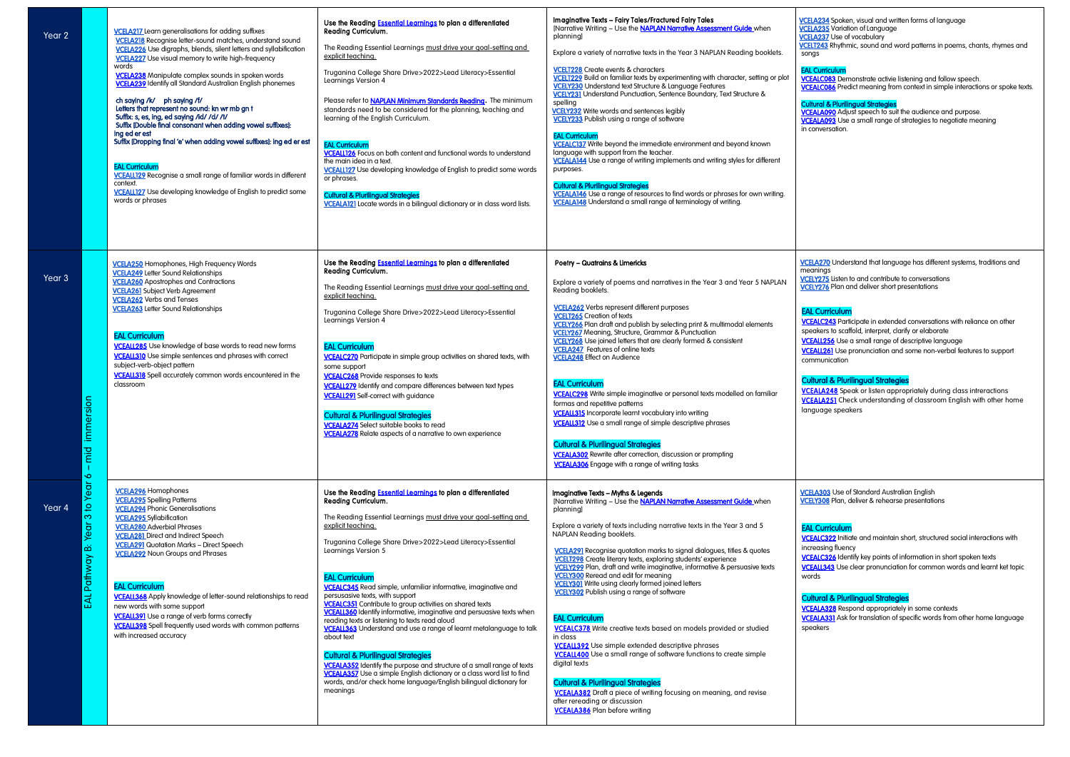| | | | | | |
|---|---|---|---|---|---|
| Year 2 | EAL Pathway B: Year 3 to Year 6 – mid immersion | VCELA217 Learn generalisations for adding suffixes<br>VCELA218 Recognise letter-sound matches, understand sound<br>VCELA226 Use digraphs, blends, silent letters and syllabification<br>VCELA227 Use visual memory to write high-frequency words<br>VCELA238 Manipulate complex sounds in spoken words<br>VCELA239 Identify all Standard Australian English phonemes<br><br>**ch saying /k/ ph saying /f/**<br>**Letters that represent no sound: kn wr mb gn t**<br>**Suffix: s, es, ing, ed saying /id/ /d/ /t/**<br>**Suffix (Double final consonant when adding vowel suffixes): ing ed er est**<br>**Suffix (Dropping final 'e' when adding vowel suffixes): ing ed er est**<br><br>**EAL Curriculum**<br>VCEALL129 Recognise a small range of familiar words in different context.<br>VCEALL127 Use developing knowledge of English to predict some words or phrases | **Use the Reading Essential Learnings to plan a differentiated Reading Curriculum.**<br><br>The Reading Essential Learnings must drive your goal-setting and explicit teaching.<br><br>Truganina College Share Drive>2022>Lead Literacy>Essential Learnings Version 4<br><br>Please refer to **NAPLAN Minimum Standards Reading**. The minimum standards need to be considered for the planning, teaching and learning of the English Curriculum.<br><br>**EAL Curriculum**<br>VCEALL126 Focus on both content and functional words to understand the main idea in a text.<br>VCEALL127 Use developing knowledge of English to predict some words or phrases.<br><br>**Cultural & Plurilingual Strategies**<br>VCEALA121 Locate words in a bilingual dictionary or in class word lists. | **Imaginative Texts – Fairy Tales/Fractured Fairy Tales**<br>(Narrative Writing – Use the **NAPLAN Narrative Assessment Guide** when planning)<br><br>Explore a variety of narrative texts in the Year 3 NAPLAN Reading booklets.<br><br>VCELT228 Create events & characters<br>VCELT229 Build on familiar texts by experimenting with character, setting or plot<br>VCELY230 Understand text Structure & Language Features<br>VCELY231 Understand Punctuation, Sentence Boundary, Text Structure & spelling<br>VCELY232 Write words and sentences legibly<br>VCELY233 Publish using a range of software<br><br>**EAL Curriculum**<br>VCEALC137 Write beyond the immediate environment and beyond known language with support from the teacher.<br>VCEALA144 Use a range of writing implements and writing styles for different purposes.<br><br>**Cultural & Plurilingual Strategies**<br>VCEALA146 Use a range of resources to find words or phrases for own writing.<br>VCEALA148 Understand a small range of terminology of writing. | VCELA234 Spoken, visual and written forms of language<br>VCELA235 Variation of Language<br>VCELA237 Use of vocabulary<br>VCELT243 Rhythmic, sound and word patterns in poems, chants, rhymes and songs<br><br>**EAL Curriculum**<br>VCEALC083 Demonstrate activie listening and follow speech.<br>VCEALC086 Predict meaning from context in simple interactions or spoke texts.<br><br>**Cultural & Plurilingual Strategies**<br>VCEALA090 Adjust speech to suit the audience and purpose.<br>VCEALA093 Use a small range of strategies to negotiate meaning in conversation. |
| Year 3 | | VCELA250 Homophones, High Frequency Words<br>VCELA249 Letter Sound Relationships<br>VCELA260 Apostrophes and Contractions<br>VCELA261 Subject Verb Agreement<br>VCELA262 Verbs and Tenses<br>VCELA263 Letter Sound Relationships<br><br>**EAL Curriculum**<br>VCEALL285 Use knowledge of base words to read new forms<br>VCEALL310 Use simple sentences and phrases with correct subject-verb-object pattern<br>VCEALL318 Spell accurately common words encountered in the classroom | **Use the Reading Essential Learnings to plan a differentiated Reading Curriculum.**<br><br>The Reading Essential Learnings must drive your goal-setting and explicit teaching.<br><br>Truganina College Share Drive>2022>Lead Literacy>Essential Learnings Version 4<br><br>**EAL Curriculum**<br>VCEALC270 Participate in simple group activities on shared texts, with some support<br>VCEALC268 Provide responses to texts<br>VCEALL279 Identify and compare differences between text types<br>VCEALL291 Self-correct with guidance<br><br>**Cultural & Plurilingual Strategies**<br>VCEALA274 Select suitable books to read<br>VCEALA278 Relate aspects of a narrative to own experience | **Poetry – Quatrains & Limericks**<br><br>Explore a variety of poems and narratives in the Year 3 and Year 5 NAPLAN Reading booklets.<br><br>VCELA262 Verbs represent different purposes<br>VCELT265 Creation of texts<br>VCELY266 Plan draft and publish by selecting print & multimodal elements<br>VCELY267 Meaning, Structure, Grammar & Punctuation<br>VCELY268 Use joined letters that are clearly formed & consistent<br>VCELA247 Features of online texts<br>VCELA248 Effect on Audience<br><br>**EAL Curriculum**<br>VCEALC298 Write simple imaginative or personal texts modelled on familiar formas and repetitive patterns<br>VCEALL315 Incorporate learnt vocabulary into writing<br>VCEALL312 Use a small range of simple descriptive phrases<br><br>**Cultural & Plurilingual Strategies**<br>VCEALA302 Rewrite after correction, discussion or prompting<br>VCEALA306 Engage with a range of writing tasks | VCELA270 Understand that language has different systems, traditions and meanings<br>VCELY275 Listen to and contribute to conversations<br>VCELY276 Plan and deliver short presentations<br><br>**EAL Curriculum**<br>VCEALC243 Participate in extended conversations with reliance on other speakers to scaffold, interpret, clarify or elaborate<br>VCEALL256 Use a small range of descriptive language<br>VCEALL261 Use pronunciation and some non-verbal features to support communication<br><br>**Cultural & Plurilingual Strategies**<br>VCEALA248 Speak or listen appropriately during class intreractions<br>VCEALA251 Check understanding of classroom English with other home language speakers |
| Year 4 | | VCELA296 Homophones<br>VCELA295 Spelling Patterns<br>VCELA294 Phonic Generalisations<br>VCELA295 Syllabification<br>VCELA280 Adverbial Phrases<br>VCELA281 Direct and Indirect Speech<br>VCELA291 Quotation Marks – Direct Speech<br>VCELA292 Noun Groups and Phrases<br><br>**EAL Curriculum**<br>VCEALL368 Apply knowledge of letter-sound relationships to read new words with some support<br>VCEALL391 Use a range of verb forms correctly<br>VCEALL398 Spell frequently used words with common patterns with increased accuracy | **Use the Reading Essential Learnings to plan a differentiated Reading Curriculum.**<br><br>The Reading Essential Learnings must drive your goal-setting and explicit teaching.<br><br>Truganina College Share Drive>2022>Lead Literacy>Essential Learnings Version 5<br><br>**EAL Curriculum**<br>VCEALC345 Read simple, unfamiliar informative, imaginative and persuasive texts, with support<br>VCEALC351 Contribute to group activities on shared texts<br>VCEALL360 Identify informative, imaginative and persuasive texts when reading texts or listening to texts read aloud<br>VCEALL363 Understand and use a range of learnt metalanguage to talk about text<br><br>**Cultural & Plurilingual Strategies**<br>VCEALA352 Identify the purpose and structure of a small range of texts<br>VCEALA357 Use a simple English dictionary or a class word list to find words, and/or check home language/English bilingual dictionary for meanings | **Imaginative Texts – Myths & Legends**<br>(Narrative Writing – Use the **NAPLAN Narrative Assessment Guide** when planning)<br><br>Explore a variety of texts including narrative texts in the Year 3 and 5 NAPLAN Reading booklets.<br><br>VCELA291 Recognise quotation marks to signal dialogues, titles & quotes<br>VCELT298 Create literary texts, exploring students' experience<br>VCELY299 Plan, draft and write imaginative, informative & persuasive texts<br>VCELY300 Reread and edit for meaning<br>VCELY301 Write using clearly formed joined letters<br>VCELY302 Publish using a range of software<br><br>**EAL Curriculum**<br>VCEALC378 Write creative texts based on models provided or studied in class<br>VCEALL392 Use simple extended descriptive phrases<br>VCEALL400 Use a small range of software functions to create simple digital texts<br><br>**Cultural & Plurilingual Strategies**<br>VCEALA382 Draft a piece of writing focusing on meaning, and revise after rereading or discussion<br>VCEALA386 Plan before writing | VCELA303 Use of Standard Australian English<br>VCELY308 Plan, deliver & rehearse presentations<br><br>**EAL Curriculum**<br>VCEALC322 Initiate and maintain short, structured social interactions with increasing fluency<br>VCEALC326 Identify key points of information in short spoken texts<br>VCEALL343 Use clear pronunciation for common words and learnt ket topic words<br><br>**Cultural & Plurilingual Strategies**<br>VCEALA328 Respond appropriately in some contexts<br>VCEALA331 Ask for translation of specific words from other home language speakers |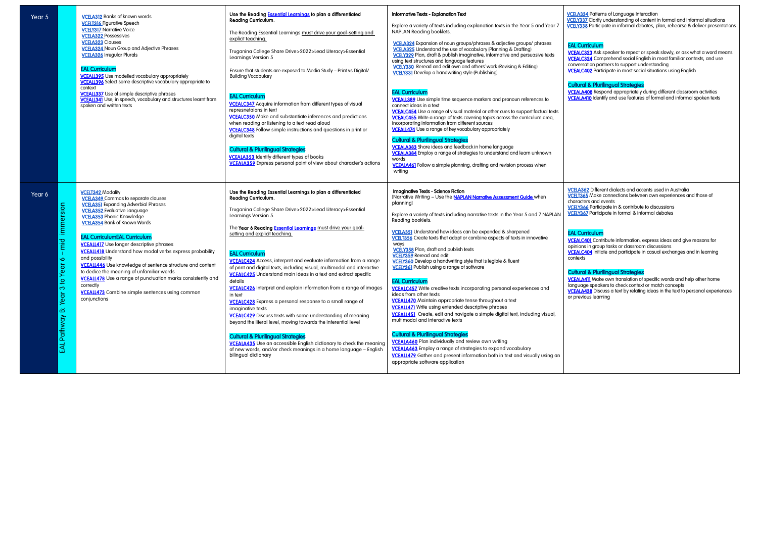| | | | | | |
|---|---|---|---|---|---|
| Year 5 | | VCELA312 Banks of known words<br>VCELT316 Figurative Speech<br>VCELY317 Narrative Voice<br>VCELA322 Possessives<br>VCELA323 Clauses<br>VCELA324 Noun Group and Adjective Phrases<br>VCELA326 Irregular Plurals<br><br>**EAL Curriculum**<br>VCEALL395 Use modelled vocabulary appropriately<br>VCEALL396 Select some descriptive vocabulary appropriate to context<br>VCEALL337 Use of simple descriptive phrases<br>VCEALL341 Use, in speech, vocabulary and structures learnt from spoken and written texts | **Use the Reading Essential Learnings to plan a differentiated Reading Curriculum.**<br><br>The Reading Essential Learnings must drive your goal-setting and explicit teaching.<br><br>Truganina College Share Drive>2022>Lead Literacy>Essential Learnings Version 5<br><br>Ensure that students are exposed to Media Study – Print vs Digital/ Building Vocabulary<br><br>**EAL Curriculum**<br>VCEALC347 Acquire information from different types of visual represnetaions in text<br>VCEALC350 Make and substantiate inferences and predictions when reading or listening to a text read aloud<br>VCEALC348 Follow simple instructions and questions in print or digital texts<br><br>**Cultural & Plurilingual Strategies**<br>VCEALA353 Identify different types of books<br>VCEALA359 Express personal point of view about character's actions | **Informative Texts - Explanation Text**<br><br>Explore a variety of texts including explanation texts in the Year 5 and Year 7 NAPLAN Reading booklets.<br><br>VCELA324 Expansion of noun groups/phrases & adjective groups/ phrases<br>VCELA325 Understand the use of vocabulary (Planning & Drafting)<br>VCELY329 Plan, draft & publish imaginative, informative and persuasive texts using text structures and language features<br>VCELY330 Reread and edit own and others' work (Revising & Editing)<br>VCELY331 Develop a handwriting style (Publishing)<br><br>**EAL Curriculum**<br>VCEALL389 Use simple time sequence markers and pronoun references to connect ideas in a text<br>VCEALC454 Use a range of visual material or other cues to support factual texts<br>VCEALC455 Write a range of texts covering topics across the curriculum area, incorporating information from different sources<br>VCEALL474 Use a range of key vocabulary appropriately<br><br>**Cultural & Plurilingual Strategies**<br>VCEALA383 Share ideas and feedback in home language<br>VCEALA384 Employ a range of strategies to understand and learn unknown words<br>VCEALA461 Follow a simple planning, drafting and revision process when writing | VCELA334 Patterns of Language Interaction<br>VCELY337 Clarify understanding of content in formal and informal situations<br>VCELY338 Participate in informal debates, plan, rehearse & deliver presentations<br><br>**EAL Curriculum**<br>VCEALC323 Ask speaker to repeat or speak slowly, or ask what a word means<br>VCEALC324 Comprehend social English in most familiar contexts, and use conversation partners to support understanding<br>VCEALC402 Participate in most social situations using English<br><br>**Cultural & Plurilingual Strategies**<br>VCEALA408 Respond appropriately during different classroom activities<br>VCEALA410 Identify and use features of formal and informal spoken texts |
| Year 6 | EAL Pathway B: Year 3 to Year 6 – mid immersion | VCELT342 Modality<br>VCELA349 Commas to separate clauses<br>VCELA351 Expanding Adverbial Phrases<br>VCELA352 Evaluative Language<br>VCELA353 Phonic Knowledge<br>VCELA354 Bank of Known Words<br><br>**EAL CurriculumEAL Curriculum**<br>VCEALL417 Use longer descriptive phrases<br>VCEALL418 Understand how modal verbs express probability and possibility<br>VCEALL446 Use knowledge of sentence structure and content to dedice the meaning of unfamiliar words<br>VCEALL478 Use a range of punctuation marks consistently and correctly<br>VCEALL473 Combine simple sentences using common conjunctions | **Use the Reading Essential Learnings to plan a differentiated Reading Curriculum.**<br><br>Truganina College Share Drive>2022>Lead Literacy>Essential Learnings Version 5.<br><br>The **Year 6 Reading Essential Learnings** must drive your goal-setting and explicit teaching.<br><br>**EAL Curriculum**<br>VCEALC424 Access, interpret and evaluate information from a range of print and digital texts, including visual, multimodal and interactive<br>VCEALC425 Understand main ideas in a text and extract specific details<br>VCEALC426 Interpret and explain information from a range of images in text<br>VCEALC428 Express a personal response to a small range of imaginative texts<br>VCEALC429 Discuss texts with some understanding of meaning beyond the literal level, moving towards the inferential level<br><br>**Cultural & Plurilingual Strategies**<br>VCEALA435 Use an accessible English dictionary to check the meaning of new words, and/or check meanings in a home language – English bilingual dictionary | **Imaginative Texts - Science Fiction**<br>(Narrative Writing – Use the NAPLAN Narrative Assessment Guide when planning)<br><br>Explore a variety of texts including narrative texts in the Year 5 and 7 NAPLAN Reading booklets.<br><br>VCELA351 Understand how ideas can be expanded & sharpened<br>VCELT356 Create texts that adapt or combine aspects of texts in innovative ways<br>VCELY358 Plan, draft and publish texts<br>VCELY359 Reread and edit<br>VCELY360 Develop a handwriting style that is legible & fluent<br>VCELY361 Publish using a range of software<br><br>**EAL Curriculum**<br>VCEALC457 Write creative texts incorporating personal experiences and ideas from other texts<br>VCEALL470 Maintain appropriate tense throughout a text<br>VCEALL471 Write using extended descriptive phrases<br>VCEALL451 Create, edit and navigate a simple digital text, including visual, multimodal and interactive texts<br><br>**Cultural & Plurilingual Strategies**<br>VCEALA460 Plan individually and review own writing<br>VCEALA463 Employ a range of strategies to expand vocabulary<br>VCEALL479 Gather and present information both in text and visually using an appropriate software application | VCELA362 Different dialects and accents used in Australia<br>VCELT365 Make connections between own experiences and those of characters and events<br>VCELY366 Participate in & contribute to discussions<br>VCELY367 Participate in formal & informal debates<br><br>**EAL Curriculum**<br>VCEALC401 Contribute information, express ideas and give reasons for opinions in group tasks or classroom discussions<br>VCEALC404 Initiate and participate in casual exchanges and in learning contexts<br><br>**Cultural & Plurilingual Strategies**<br>VCEALA411 Make own translation of specific words and help other home language speakers to check context or match concepts<br>VCEALA438 Discuss a text by relating ideas in the text to personal experiences or previous learning |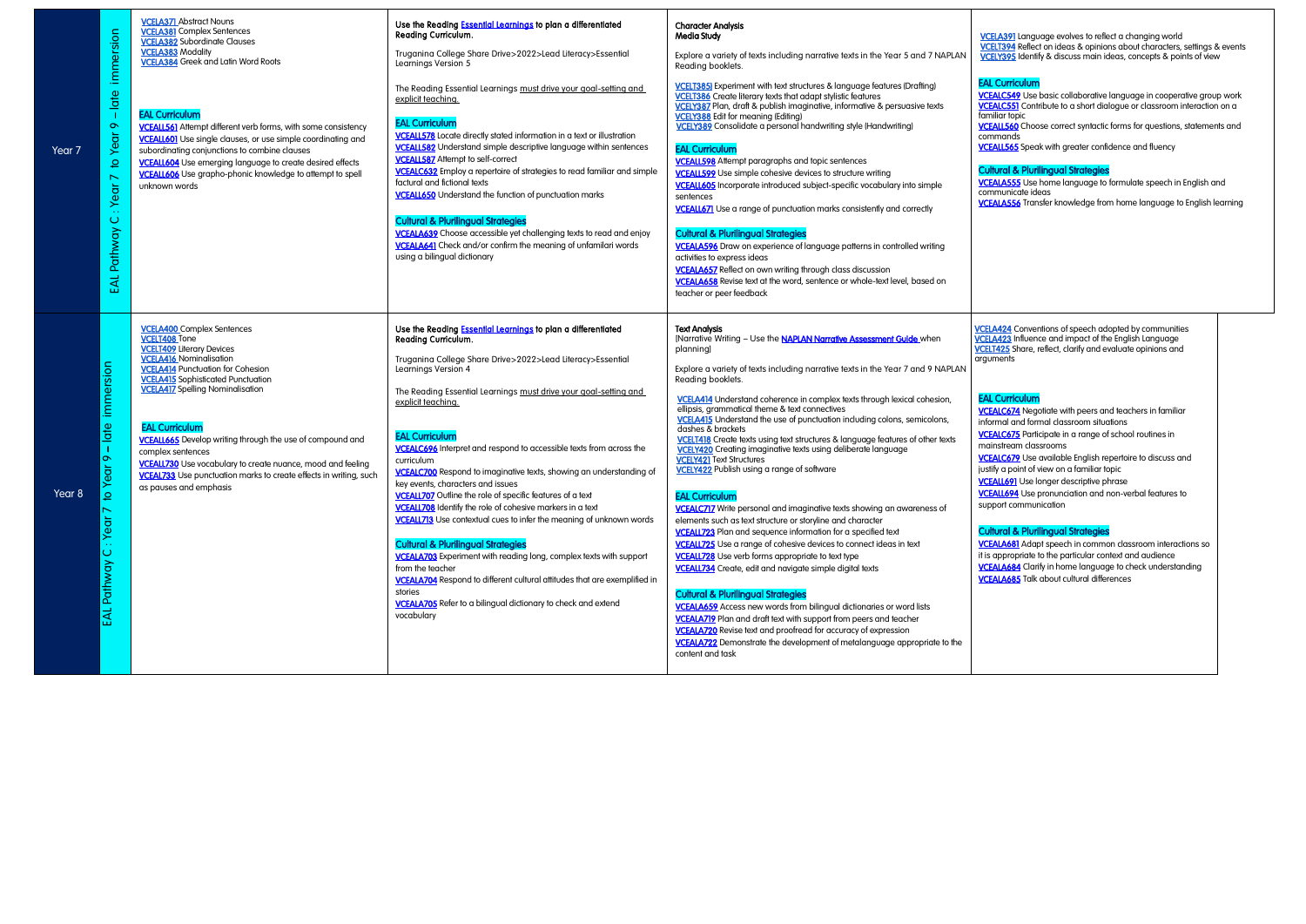| | | | | | |
|---|---|---|---|---|---|
| Year 7 | EAL Pathway C : Year 7 to Year 9 – late immersion | VCELA371 Abstract Nouns<br>VCELA381 Complex Sentences<br>VCELA382 Subordinate Clauses<br>VCELA383 Modality<br>VCELA384 Greek and Latin Word Roots<br><br>**EAL Curriculum**<br>VCEALL561 Attempt different verb forms, with some consistency<br>VCEALL601 Use single clauses, or use simple coordinating and subordinating conjunctions to combine clauses<br>VCEALL604 Use emerging language to create desired effects<br>VCEALL606 Use grapho-phonic knowledge to attempt to spell unknown words | **Use the Reading Essential Learnings to plan a differentiated Reading Curriculum.**<br><br>Truganina College Share Drive>2022>Lead Literacy>Essential Learnings Version 5<br><br>The Reading Essential Learnings must drive your goal-setting and explicit teaching.<br><br>**EAL Curriculum**<br>VCEALL578 Locate directly stated information in a text or illustration<br>VCEALL582 Understand simple descriptive language within sentences<br>VCEALL587 Attempt to self-correct<br>VCEALC632 Employ a repertoire of strategies to read familiar and simple factural and fictional texts<br>VCEALL650 Understand the function of punctuation marks<br><br>**Cultural & Plurilingual Strategies**<br>VCEALA639 Choose accessible yet challenging texts to read and enjoy<br>VCEALA641 Check and/or confirm the meaning of unfamilari words using a bilingual dictionary | **Character Analysis**<br>**Media Study**<br><br>Explore a variety of texts including narrative texts in the Year 5 and 7 NAPLAN Reading booklets.<br><br>VCELT385I Experiment with text structures & language features (Drafting)<br>VCELT386 Create literary texts that adapt stylistic features<br>VCELY387 Plan, draft & publish imaginative, informative & persuasive texts<br>VCELY388 Edit for meaning (Editing)<br>VCELY389 Consolidate a personal handwriting style (Handwriting)<br><br>**EAL Curriculum**<br>VCEALL598 Attempt paragraphs and topic sentences<br>VCEALL599 Use simple cohesive devices to structure writing<br>VCEALL605 Incorporate introduced subject-specific vocabulary into simple sentences<br>VCEALL671 Use a range of punctuation marks consistently and correctly<br><br>**Cultural & Plurilingual Strategies**<br>VCEALA596 Draw on experience of language patterns in controlled writing activities to express ideas<br>VCEALA657 Reflect on own writing through class discussion<br>VCEALA658 Revise text at the word, sentence or whole-text level, based on teacher or peer feedback | VCELA391 Language evolves to reflect a changing world<br>VCELT394 Reflect on ideas & opinions about characters, settings & events<br>VCELY395 Identify & discuss main ideas, concepts & points of view<br><br>**EAL Curriculum**<br>VCEALC549 Use basic collaborative language in cooperative group work<br>VCEALC551 Contribute to a short dialogue or classroom interaction on a familiar topic<br>VCEALL560 Choose correct syntactic forms for questions, statements and commands<br>VCEALL565 Speak with greater confidence and fluency<br><br>**Cultural & Plurilingual Strategies**<br>VCEALA555 Use home language to formulate speech in English and communicate ideas<br>VCEALA556 Transfer knowledge from home language to English learning |
| Year 8 | EAL Pathway C : Year 7 to Year 9 – late immersion | VCELA400 Complex Sentences<br>VCELT408 Tone<br>VCELT409 Literary Devices<br>VCELA416 Nominalisation<br>VCELA414 Punctuation for Cohesion<br>VCELA415 Sophisticated Punctuation<br>VCELA417 Spelling Nominalisation<br><br>**EAL Curriculum**<br>VCEALL665 Develop writing through the use of compound and complex sentences<br>VCEALL730 Use vocabulary to create nuance, mood and feeling<br>VCEALL733 Use punctuation marks to create effects in writing, such as pauses and emphasis | **Use the Reading Essential Learnings to plan a differentiated Reading Curriculum.**<br><br>Truganina College Share Drive>2022>Lead Literacy>Essential Learnings Version 4<br><br>The Reading Essential Learnings must drive your goal-setting and explicit teaching.<br><br>**EAL Curriculum**<br>VCEALC696 Interpret and respond to accessible texts from across the curriculum<br>VCEALC700 Respond to imaginative texts, showing an understanding of key events, characters and issues<br>VCEALL707 Outline the role of specific features of a text<br>VCEALL708 Identify the role of cohesive markers in a text<br>VCEALL713 Use contextual cues to infer the meaning of unknown words<br><br>**Cultural & Plurilingual Strategies**<br>VCEALA703 Experiment with reading long, complex texts with support from the teacher<br>VCEALA704 Respond to different cultural attitudes that are exemplified in stories<br>VCEALA705 Refer to a bilingual dictionary to check and extend vocabulary | **Text Analysis**<br>(Narrative Writing – Use the NAPLAN Narrative Assessment Guide when planning)<br><br>Explore a variety of texts including narrative texts in the Year 7 and 9 NAPLAN Reading booklets.<br><br>VCELA414 Understand coherence in complex texts through lexical cohesion, ellipsis, grammatical theme & text connectives<br>VCELA415 Understand the use of punctuation including colons, semicolons, dashes & brackets<br>VCELT418 Create texts using text structures & language features of other texts<br>VCELY420 Creating imaginative texts using deliberate language<br>VCELY421 Text Structures<br>VCELY422 Publish using a range of software<br><br>**EAL Curriculum**<br>VCEALC717 Write personal and imaginative texts showing an awareness of elements such as text structure or storyline and character<br>VCEALL723 Plan and sequence information for a specified text<br>VCEALL725 Use a range of cohesive devices to connect ideas in text<br>VCEALL728 Use verb forms appropriate to text type<br>VCEALL734 Create, edit and navigate simple digital texts<br><br>**Cultural & Plurilingual Strategies**<br>VCEALA659 Access new words from bilingual dictionaries or word lists<br>VCEALA719 Plan and draft text with support from peers and teacher<br>VCEALA720 Revise text and proofread for accuracy of expression<br>VCEALA722 Demonstrate the development of metalanguage appropriate to the content and task | VCELA424 Conventions of speech adopted by communities<br>VCELA423 Influence and impact of the English Language<br>VCELT425 Share, reflect, clarify and evaluate opinions and arguments<br><br>**EAL Curriculum**<br>VCEALC674 Negotiate with peers and teachers in familiar informal and formal classroom situations<br>VCEALC675 Participate in a range of school routines in mainstream classrooms<br>VCEALC679 Use available English repertoire to discuss and justify a point of view on a familiar topic<br>VCEALL691 Use longer descriptive phrase<br>VCEALL694 Use pronunciation and non-verbal features to support communication<br><br>**Cultural & Plurilingual Strategies**<br>VCEALA681 Adapt speech in common classroom interactions so it is appropriate to the particular context and audience<br>VCEALA684 Clarify in home language to check understanding<br>VCEALA685 Talk about cultural differences |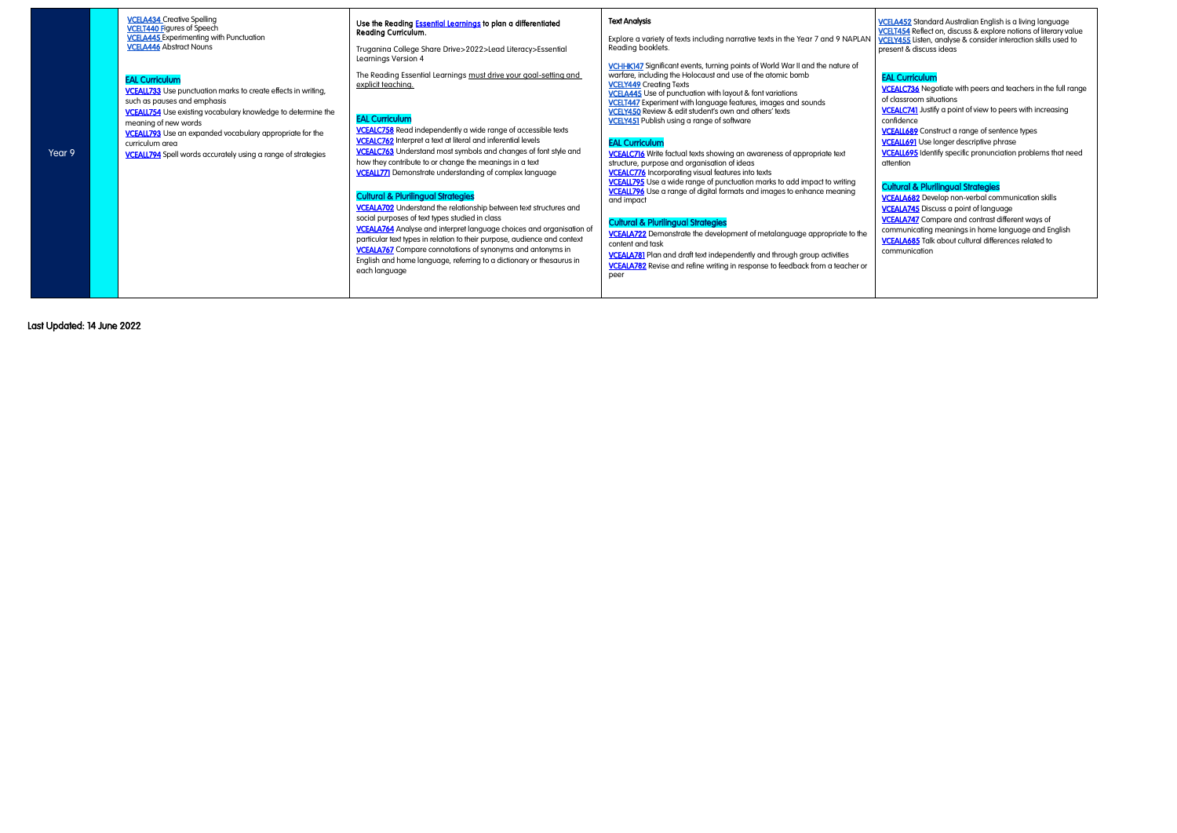| | | | | | |
|---|---|---|---|---|---|
| Year 9 | | VCELA434 Creative Spelling<br>VCELT440 Figures of Speech<br>VCELA445 Experimenting with Punctuation<br>VCELA446 Abstract Nouns<br><br>**EAL Curriculum**<br>VCEALL733 Use punctuation marks to create effects in writing, such as pauses and emphasis<br>VCEALL754 Use existing vocabulary knowledge to determine the meaning of new words<br>VCEALL793 Use an expanded vocabulary appropriate for the curriculum area<br>VCEALL794 Spell words accurately using a range of strategies | **Use the Reading Essential Learnings to plan a differentiated Reading Curriculum.**<br><br>Truganina College Share Drive>2022>Lead Literacy>Essential Learnings Version 4<br><br>The Reading Essential Learnings must drive your goal-setting and explicit teaching.<br><br>**EAL Curriculum**<br>VCEALC758 Read independently a wide range of accessible texts<br>VCEALC762 Interpret a text at literal and inferential levels<br>VCEALC763 Understand most symbols and changes of font style and how they contribute to or change the meanings in a text<br>VCEALL771 Demonstrate understanding of complex language<br><br>**Cultural & Plurilingual Strategies**<br>VCEALA702 Understand the relationship between text structures and social purposes of text types studied in class<br>VCEALA764 Analyse and interpret language choices and organisation of particular text types in relation to their purpose, audience and context<br>VCEALA767 Compare connotations of synonyms and antonyms in English and home language, referring to a dictionary or thesaurus in each language | **Text Analysis**<br><br>Explore a variety of texts including narrative texts in the Year 7 and 9 NAPLAN Reading booklets.<br><br>VCHHK147 Significant events, turning points of World War II and the nature of warfare, including the Holocaust and use of the atomic bomb<br>VCELY449 Creating Texts<br>VCELA445 Use of punctuation with layout & font variations<br>VCELT447 Experiment with language features, images and sounds<br>VCELY450 Review & edit student's own and others' texts<br>VCELY451 Publish using a range of software<br><br>**EAL Curriculum**<br>VCEALC716 Write factual texts showing an awareness of appropriate text structure, purpose and organisation of ideas<br>VCEALC776 Incorporating visual features into texts<br>VCEALL795 Use a wide range of punctuation marks to add impact to writing<br>VCEALL796 Use a range of digital formats and images to enhance meaning and impact<br><br>**Cultural & Plurilingual Strategies**<br>VCEALA722 Demonstrate the development of metalanguage appropriate to the content and task<br>VCEALA781 Plan and draft text independently and through group activities<br>VCEALA782 Revise and refine writing in response to feedback from a teacher or peer | VCELA452 Standard Australian English is a living language<br>VCELT454 Reflect on, discuss & explore notions of literary value<br>VCELY455 Listen, analyse & consider interaction skills used to present & discuss ideas<br><br>**EAL Curriculum**<br>VCEALC736 Negotiate with peers and teachers in the full range of classroom situations<br>VCEALC741 Justify a point of view to peers with increasing confidence<br>VCEALL689 Construct a range of sentence types<br>VCEALL691 Use longer descriptive phrase<br>VCEALL695 identify specific pronunciation problems that need attention<br><br>**Cultural & Plurilingual Strategies**<br>VCEALA682 Develop non-verbal communication skills<br>VCEALA745 Discuss a point of language<br>VCEALA747 Compare and contrast different ways of communicating meanings in home language and English<br>VCEALA685 Talk about cultural differences related to communication |

**Last Updated: 14 June 2022**